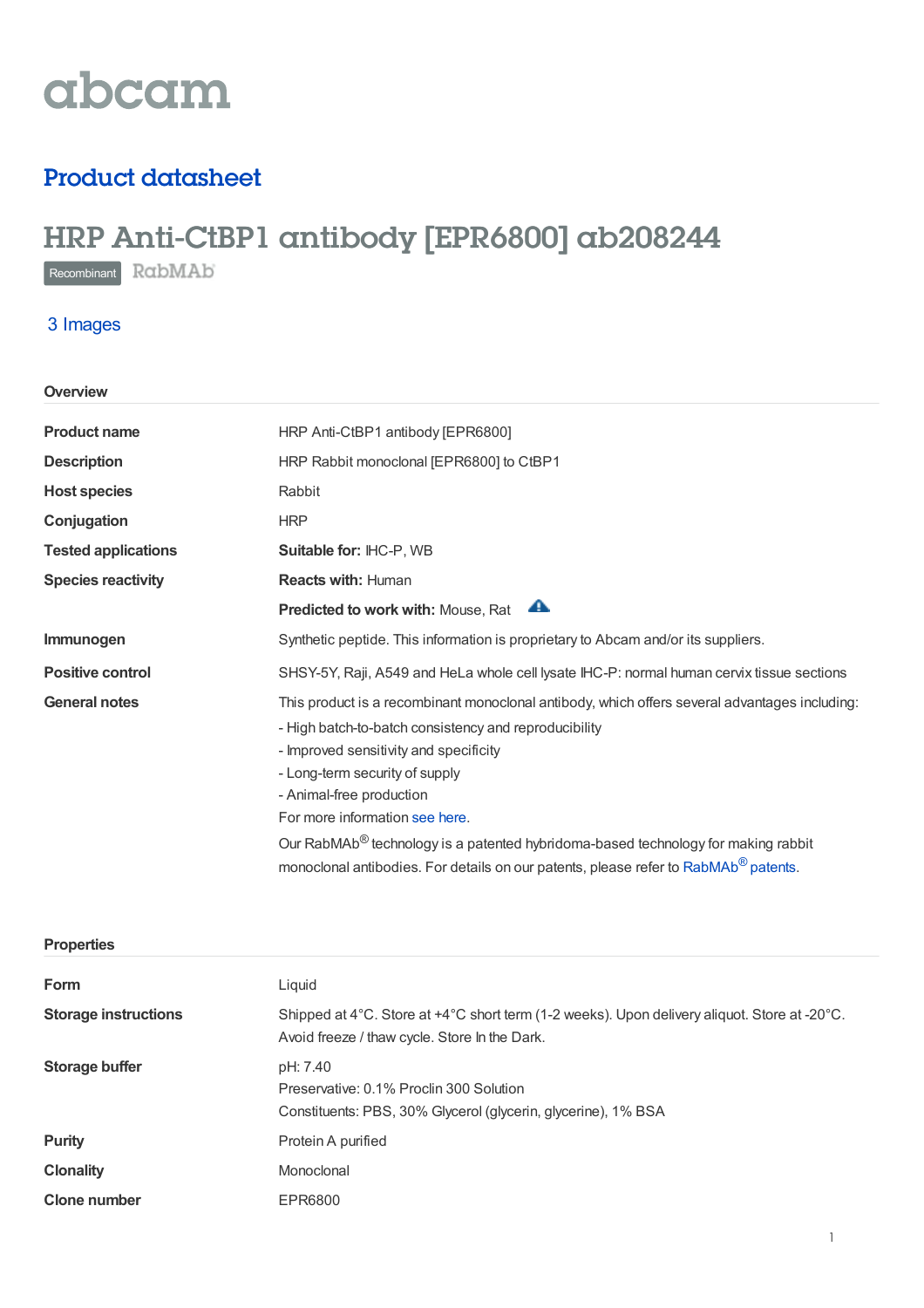abcam

## Product datasheet

# HRP Anti-CtBP1 antibody [EPR6800] ab208244

Recombinant RabMAb

3 Images

### Overview

| | |
|---|---|
| **Product name** | HRP Anti-CtBP1 antibody [EPR6800] |
| **Description** | HRP Rabbit monoclonal [EPR6800] to CtBP1 |
| **Host species** | Rabbit |
| **Conjugation** | HRP |
| **Tested applications** | **Suitable for:** IHC-P, WB |
| **Species reactivity** | **Reacts with:** Human |
| | **Predicted to work with:** Mouse, Rat |
| **Immunogen** | Synthetic peptide. This information is proprietary to Abcam and/or its suppliers. |
| **Positive control** | SHSY-5Y, Raji, A549 and HeLa whole cell lysate IHC-P: normal human cervix tissue sections |
| **General notes** | This product is a recombinant monoclonal antibody, which offers several advantages including:<br>- High batch-to-batch consistency and reproducibility<br>- Improved sensitivity and specificity<br>- Long-term security of supply<br>- Animal-free production<br>For more information see here.<br>Our RabMAb® technology is a patented hybridoma-based technology for making rabbit monoclonal antibodies. For details on our patents, please refer to RabMAb® patents. |

### Properties

| | |
|---|---|
| **Form** | Liquid |
| **Storage instructions** | Shipped at 4°C. Store at +4°C short term (1-2 weeks). Upon delivery aliquot. Store at -20°C. Avoid freeze / thaw cycle. Store In the Dark. |
| **Storage buffer** | pH: 7.40<br>Preservative: 0.1% Proclin 300 Solution<br>Constituents: PBS, 30% Glycerol (glycerin, glycerine), 1% BSA |
| **Purity** | Protein A purified |
| **Clonality** | Monoclonal |
| **Clone number** | EPR6800 |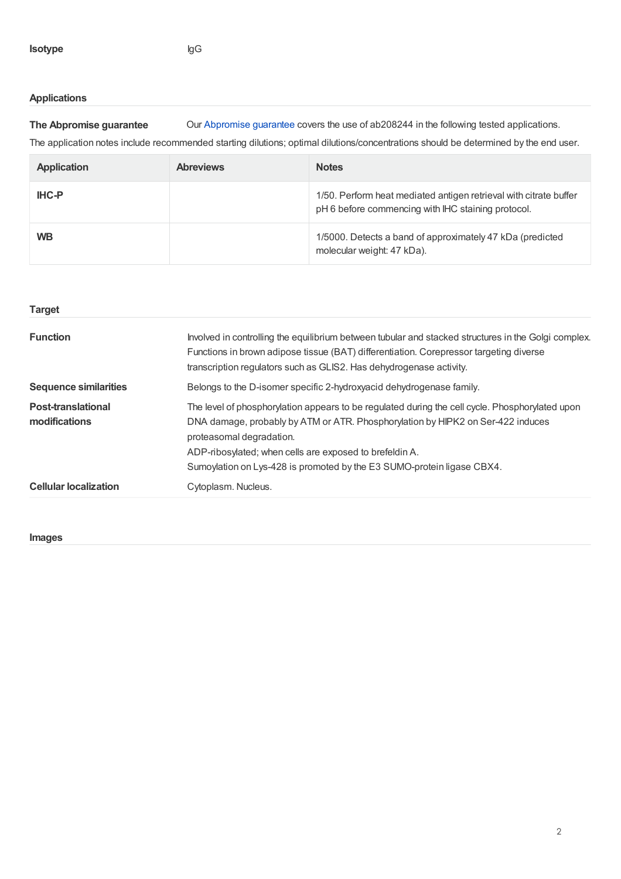**Isotype** IgG

## Applications

**The Abpromise guarantee** Our Abpromise guarantee covers the use of ab208244 in the following tested applications.

The application notes include recommended starting dilutions; optimal dilutions/concentrations should be determined by the end user.

| Application | Abreviews | Notes |
| --- | --- | --- |
| **IHC-P** | | 1/50. Perform heat mediated antigen retrieval with citrate buffer pH 6 before commencing with IHC staining protocol. |
| **WB** | | 1/5000. Detects a band of approximately 47 kDa (predicted molecular weight: 47 kDa). |

## Target

**Function**

Involved in controlling the equilibrium between tubular and stacked structures in the Golgi complex. Functions in brown adipose tissue (BAT) differentiation. Corepressor targeting diverse transcription regulators such as GLIS2. Has dehydrogenase activity.

**Sequence similarities**

Belongs to the D-isomer specific 2-hydroxyacid dehydrogenase family.

**Post-translational modifications**

The level of phosphorylation appears to be regulated during the cell cycle. Phosphorylated upon DNA damage, probably by ATM or ATR. Phosphorylation by HIPK2 on Ser-422 induces proteasomal degradation.
ADP-ribosylated; when cells are exposed to brefeldin A.
Sumoylation on Lys-428 is promoted by the E3 SUMO-protein ligase CBX4.

**Cellular localization**

Cytoplasm. Nucleus.

## Images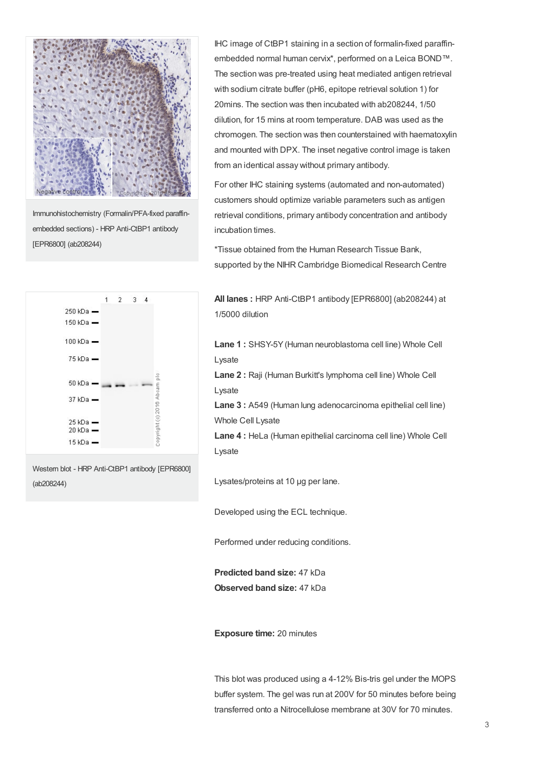Immunohistochemistry (Formalin/PFA-fixed paraffin-embedded sections) - HRP Anti-CtBP1 antibody [EPR6800] (ab208244)

IHC image of CtBP1 staining in a section of formalin-fixed paraffin-embedded normal human cervix*, performed on a Leica BOND™. The section was pre-treated using heat mediated antigen retrieval with sodium citrate buffer (pH6, epitope retrieval solution 1) for 20mins. The section was then incubated with ab208244, 1/50 dilution, for 15 mins at room temperature. DAB was used as the chromogen. The section was then counterstained with haematoxylin and mounted with DPX. The inset negative control image is taken from an identical assay without primary antibody.

For other IHC staining systems (automated and non-automated) customers should optimize variable parameters such as antigen retrieval conditions, primary antibody concentration and antibody incubation times.

*Tissue obtained from the Human Research Tissue Bank, supported by the NIHR Cambridge Biomedical Research Centre

Western blot - HRP Anti-CtBP1 antibody [EPR6800] (ab208244)

**All lanes :** HRP Anti-CtBP1 antibody [EPR6800] (ab208244) at 1/5000 dilution

**Lane 1 :** SHSY-5Y (Human neuroblastoma cell line) Whole Cell Lysate

**Lane 2 :** Raji (Human Burkitt's lymphoma cell line) Whole Cell Lysate

**Lane 3 :** A549 (Human lung adenocarcinoma epithelial cell line) Whole Cell Lysate

**Lane 4 :** HeLa (Human epithelial carcinoma cell line) Whole Cell Lysate

Lysates/proteins at 10 µg per lane.

Developed using the ECL technique.

Performed under reducing conditions.

**Predicted band size:** 47 kDa

**Observed band size:** 47 kDa

**Exposure time:** 20 minutes

This blot was produced using a 4-12% Bis-tris gel under the MOPS buffer system. The gel was run at 200V for 50 minutes before being transferred onto a Nitrocellulose membrane at 30V for 70 minutes.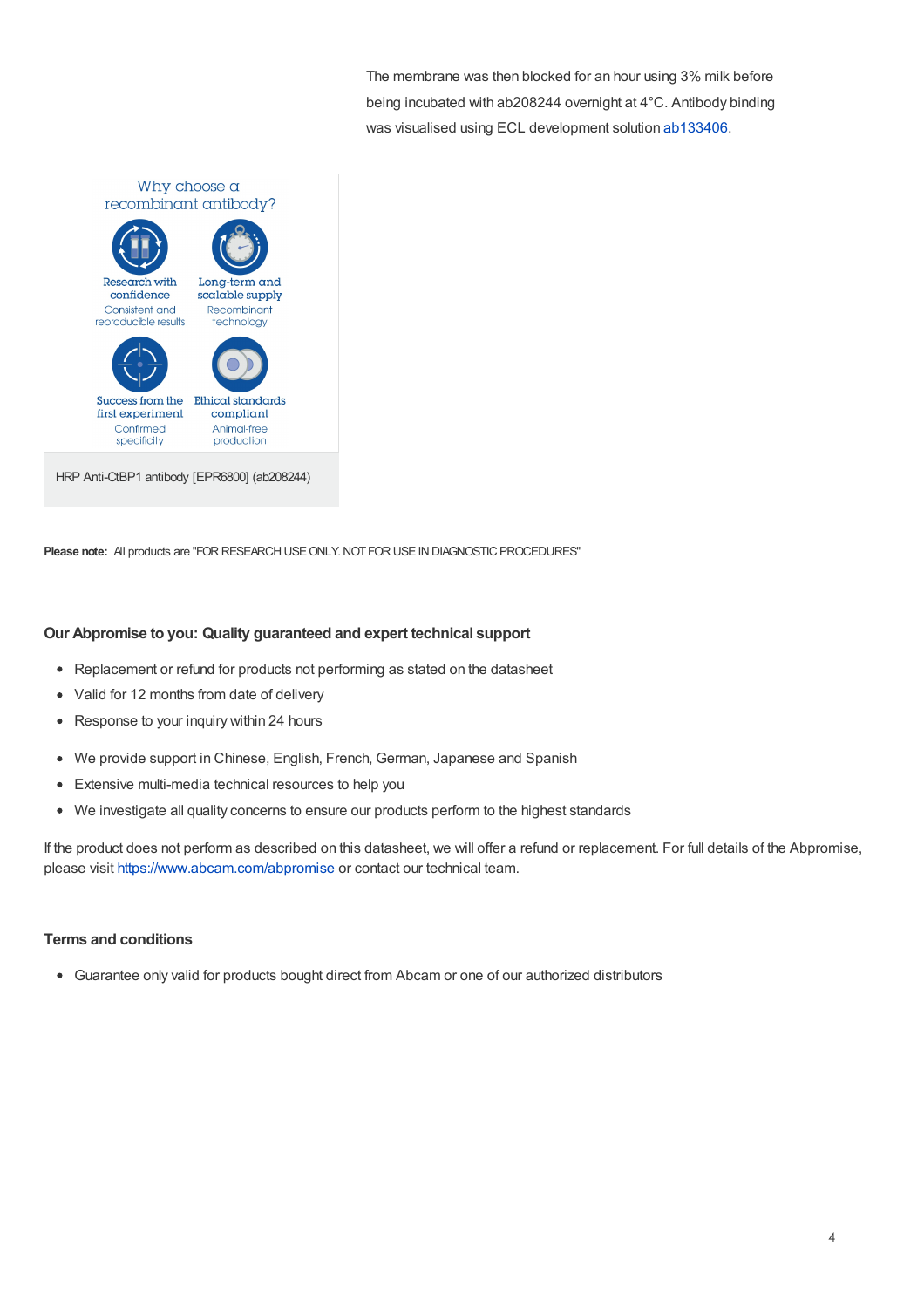The membrane was then blocked for an hour using 3% milk before being incubated with ab208244 overnight at 4°C. Antibody binding was visualised using ECL development solution ab133406.

Why choose a recombinant antibody?

Research with confidence
Consistent and reproducible results

Long-term and scalable supply
Recombinant technology

Success from the first experiment
Confirmed specificity

Ethical standards compliant
Animal-free production

HRP Anti-CtBP1 antibody [EPR6800] (ab208244)

**Please note:** All products are "FOR RESEARCH USE ONLY. NOT FOR USE IN DIAGNOSTIC PROCEDURES"

### Our Abpromise to you: Quality guaranteed and expert technical support

- Replacement or refund for products not performing as stated on the datasheet
- Valid for 12 months from date of delivery
- Response to your inquiry within 24 hours

- We provide support in Chinese, English, French, German, Japanese and Spanish
- Extensive multi-media technical resources to help you
- We investigate all quality concerns to ensure our products perform to the highest standards

If the product does not perform as described on this datasheet, we will offer a refund or replacement. For full details of the Abpromise, please visit https://www.abcam.com/abpromise or contact our technical team.

### Terms and conditions

- Guarantee only valid for products bought direct from Abcam or one of our authorized distributors